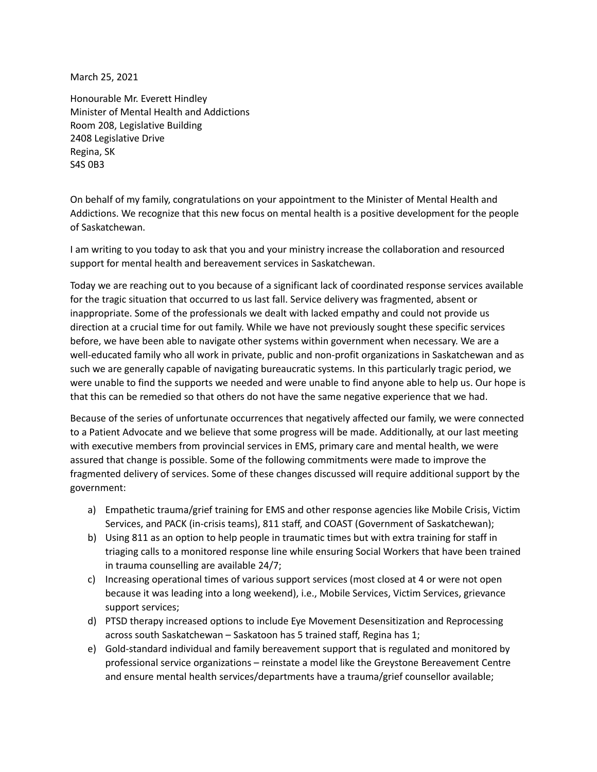March 25, 2021

Honourable Mr. Everett Hindley
Minister of Mental Health and Addictions
Room 208, Legislative Building
2408 Legislative Drive
Regina, SK
S4S 0B3

On behalf of my family, congratulations on your appointment to the Minister of Mental Health and Addictions. We recognize that this new focus on mental health is a positive development for the people of Saskatchewan.

I am writing to you today to ask that you and your ministry increase the collaboration and resourced support for mental health and bereavement services in Saskatchewan.

Today we are reaching out to you because of a significant lack of coordinated response services available for the tragic situation that occurred to us last fall. Service delivery was fragmented, absent or inappropriate. Some of the professionals we dealt with lacked empathy and could not provide us direction at a crucial time for out family. While we have not previously sought these specific services before, we have been able to navigate other systems within government when necessary. We are a well-educated family who all work in private, public and non-profit organizations in Saskatchewan and as such we are generally capable of navigating bureaucratic systems. In this particularly tragic period, we were unable to find the supports we needed and were unable to find anyone able to help us. Our hope is that this can be remedied so that others do not have the same negative experience that we had.

Because of the series of unfortunate occurrences that negatively affected our family, we were connected to a Patient Advocate and we believe that some progress will be made. Additionally, at our last meeting with executive members from provincial services in EMS, primary care and mental health, we were assured that change is possible. Some of the following commitments were made to improve the fragmented delivery of services. Some of these changes discussed will require additional support by the government:

a) Empathetic trauma/grief training for EMS and other response agencies like Mobile Crisis, Victim Services, and PACK (in-crisis teams), 811 staff, and COAST (Government of Saskatchewan);
b) Using 811 as an option to help people in traumatic times but with extra training for staff in triaging calls to a monitored response line while ensuring Social Workers that have been trained in trauma counselling are available 24/7;
c) Increasing operational times of various support services (most closed at 4 or were not open because it was leading into a long weekend), i.e., Mobile Services, Victim Services, grievance support services;
d) PTSD therapy increased options to include Eye Movement Desensitization and Reprocessing across south Saskatchewan – Saskatoon has 5 trained staff, Regina has 1;
e) Gold-standard individual and family bereavement support that is regulated and monitored by professional service organizations – reinstate a model like the Greystone Bereavement Centre and ensure mental health services/departments have a trauma/grief counsellor available;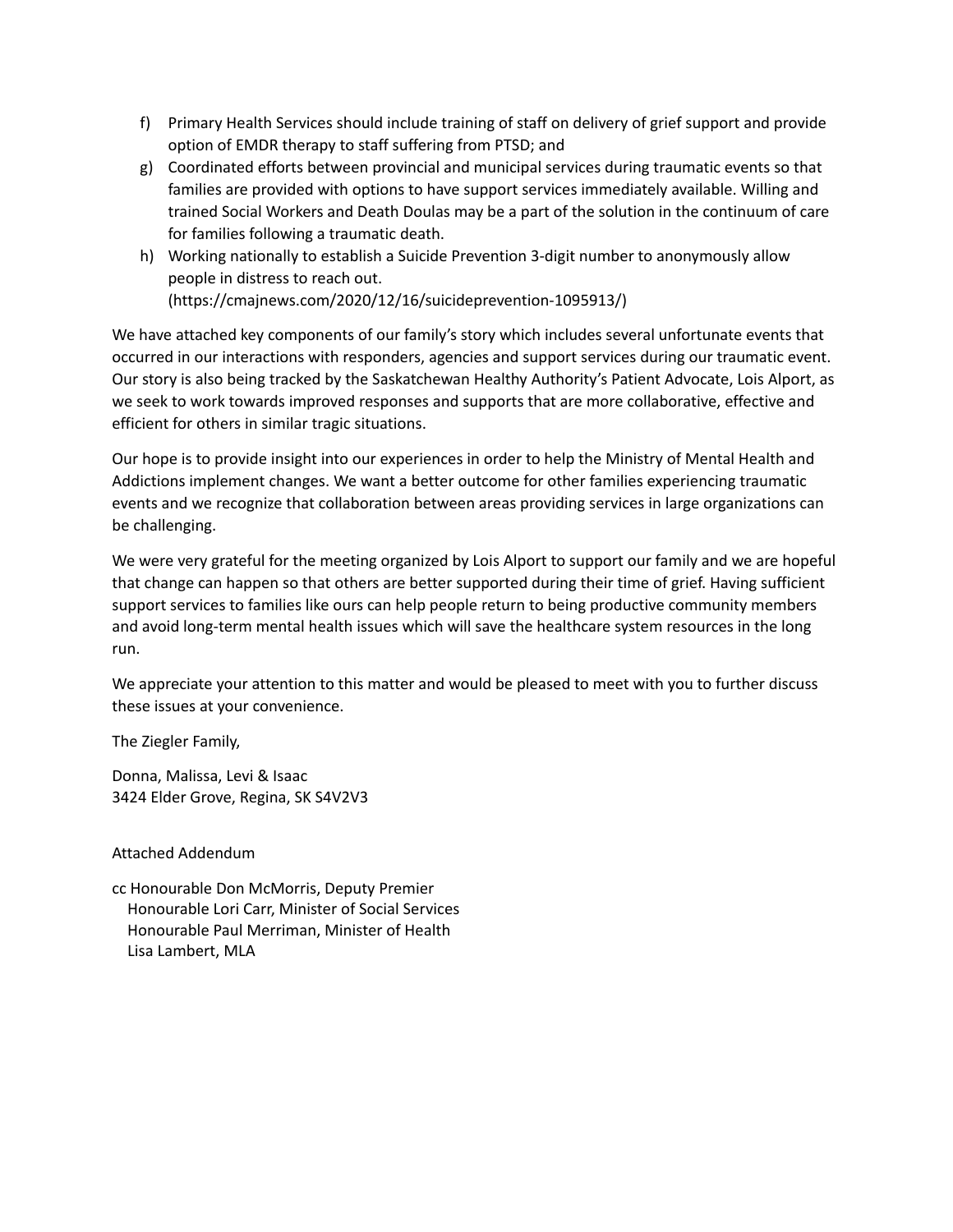f) Primary Health Services should include training of staff on delivery of grief support and provide option of EMDR therapy to staff suffering from PTSD; and
g) Coordinated efforts between provincial and municipal services during traumatic events so that families are provided with options to have support services immediately available. Willing and trained Social Workers and Death Doulas may be a part of the solution in the continuum of care for families following a traumatic death.
h) Working nationally to establish a Suicide Prevention 3-digit number to anonymously allow people in distress to reach out. (https://cmajnews.com/2020/12/16/suicideprevention-1095913/)

We have attached key components of our family's story which includes several unfortunate events that occurred in our interactions with responders, agencies and support services during our traumatic event. Our story is also being tracked by the Saskatchewan Healthy Authority's Patient Advocate, Lois Alport, as we seek to work towards improved responses and supports that are more collaborative, effective and efficient for others in similar tragic situations.

Our hope is to provide insight into our experiences in order to help the Ministry of Mental Health and Addictions implement changes. We want a better outcome for other families experiencing traumatic events and we recognize that collaboration between areas providing services in large organizations can be challenging.

We were very grateful for the meeting organized by Lois Alport to support our family and we are hopeful that change can happen so that others are better supported during their time of grief. Having sufficient support services to families like ours can help people return to being productive community members and avoid long-term mental health issues which will save the healthcare system resources in the long run.

We appreciate your attention to this matter and would be pleased to meet with you to further discuss these issues at your convenience.

The Ziegler Family,

Donna, Malissa, Levi & Isaac
3424 Elder Grove, Regina, SK S4V2V3

Attached Addendum

cc Honourable Don McMorris, Deputy Premier
Honourable Lori Carr, Minister of Social Services
Honourable Paul Merriman, Minister of Health
Lisa Lambert, MLA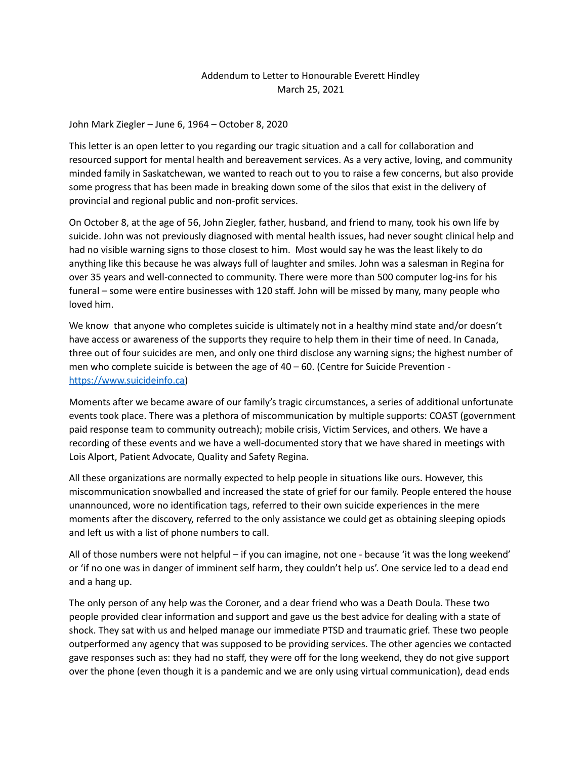Addendum to Letter to Honourable Everett Hindley
March 25, 2021

John Mark Ziegler – June 6, 1964 – October 8, 2020

This letter is an open letter to you regarding our tragic situation and a call for collaboration and resourced support for mental health and bereavement services. As a very active, loving, and community minded family in Saskatchewan, we wanted to reach out to you to raise a few concerns, but also provide some progress that has been made in breaking down some of the silos that exist in the delivery of provincial and regional public and non-profit services.

On October 8, at the age of 56, John Ziegler, father, husband, and friend to many, took his own life by suicide. John was not previously diagnosed with mental health issues, had never sought clinical help and had no visible warning signs to those closest to him. Most would say he was the least likely to do anything like this because he was always full of laughter and smiles. John was a salesman in Regina for over 35 years and well-connected to community. There were more than 500 computer log-ins for his funeral – some were entire businesses with 120 staff. John will be missed by many, many people who loved him.

We know that anyone who completes suicide is ultimately not in a healthy mind state and/or doesn't have access or awareness of the supports they require to help them in their time of need. In Canada, three out of four suicides are men, and only one third disclose any warning signs; the highest number of men who complete suicide is between the age of 40 – 60. (Centre for Suicide Prevention - [https://www.suicideinfo.ca](https://www.suicideinfo.ca))

Moments after we became aware of our family's tragic circumstances, a series of additional unfortunate events took place. There was a plethora of miscommunication by multiple supports: COAST (government paid response team to community outreach); mobile crisis, Victim Services, and others. We have a recording of these events and we have a well-documented story that we have shared in meetings with Lois Alport, Patient Advocate, Quality and Safety Regina.

All these organizations are normally expected to help people in situations like ours. However, this miscommunication snowballed and increased the state of grief for our family. People entered the house unannounced, wore no identification tags, referred to their own suicide experiences in the mere moments after the discovery, referred to the only assistance we could get as obtaining sleeping opiods and left us with a list of phone numbers to call.

All of those numbers were not helpful – if you can imagine, not one - because 'it was the long weekend' or 'if no one was in danger of imminent self harm, they couldn't help us'. One service led to a dead end and a hang up.

The only person of any help was the Coroner, and a dear friend who was a Death Doula. These two people provided clear information and support and gave us the best advice for dealing with a state of shock. They sat with us and helped manage our immediate PTSD and traumatic grief. These two people outperformed any agency that was supposed to be providing services. The other agencies we contacted gave responses such as: they had no staff, they were off for the long weekend, they do not give support over the phone (even though it is a pandemic and we are only using virtual communication), dead ends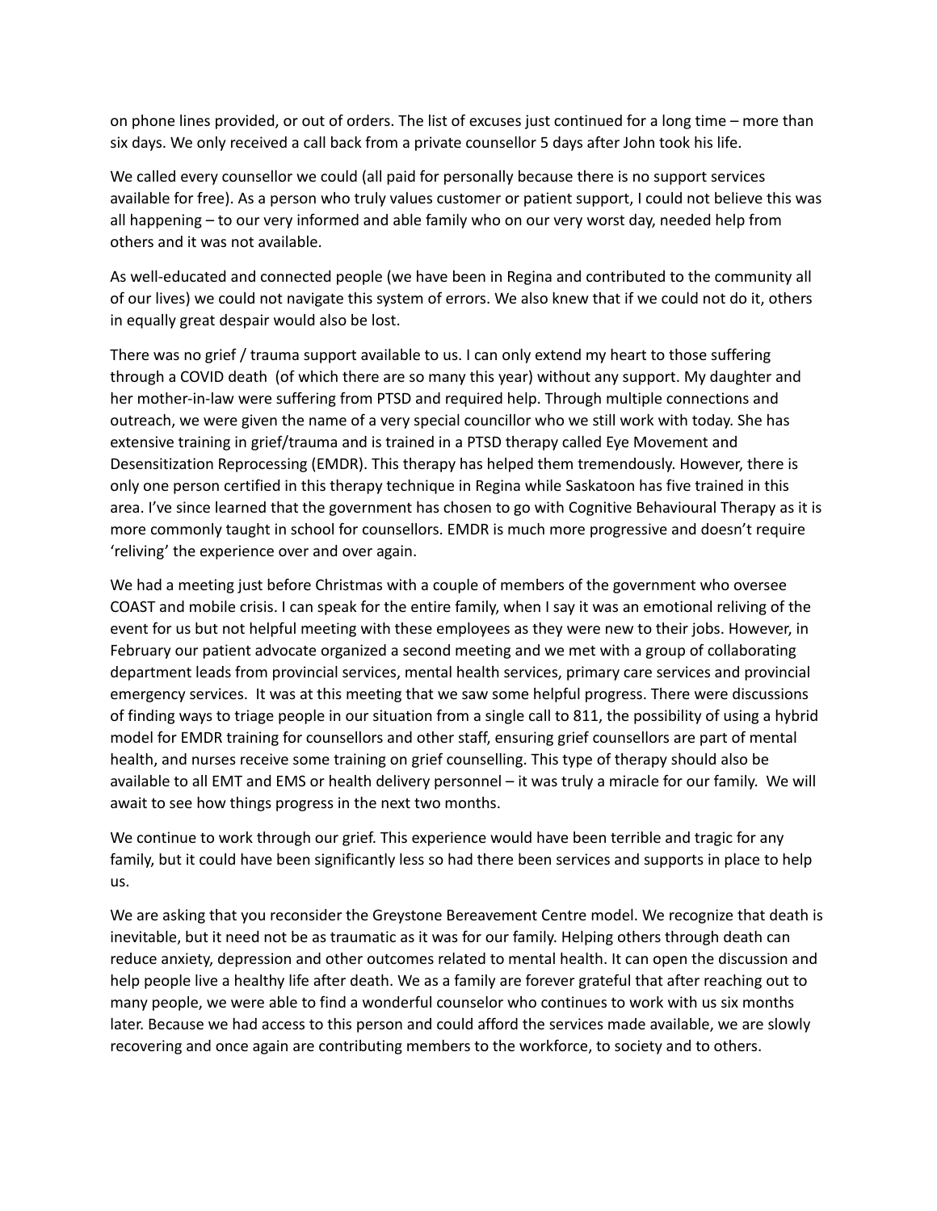on phone lines provided, or out of orders. The list of excuses just continued for a long time – more than six days. We only received a call back from a private counsellor 5 days after John took his life.

We called every counsellor we could (all paid for personally because there is no support services available for free). As a person who truly values customer or patient support, I could not believe this was all happening – to our very informed and able family who on our very worst day, needed help from others and it was not available.

As well-educated and connected people (we have been in Regina and contributed to the community all of our lives) we could not navigate this system of errors. We also knew that if we could not do it, others in equally great despair would also be lost.

There was no grief / trauma support available to us. I can only extend my heart to those suffering through a COVID death (of which there are so many this year) without any support. My daughter and her mother-in-law were suffering from PTSD and required help. Through multiple connections and outreach, we were given the name of a very special councillor who we still work with today. She has extensive training in grief/trauma and is trained in a PTSD therapy called Eye Movement and Desensitization Reprocessing (EMDR). This therapy has helped them tremendously. However, there is only one person certified in this therapy technique in Regina while Saskatoon has five trained in this area. I've since learned that the government has chosen to go with Cognitive Behavioural Therapy as it is more commonly taught in school for counsellors. EMDR is much more progressive and doesn't require 'reliving' the experience over and over again.

We had a meeting just before Christmas with a couple of members of the government who oversee COAST and mobile crisis. I can speak for the entire family, when I say it was an emotional reliving of the event for us but not helpful meeting with these employees as they were new to their jobs. However, in February our patient advocate organized a second meeting and we met with a group of collaborating department leads from provincial services, mental health services, primary care services and provincial emergency services. It was at this meeting that we saw some helpful progress. There were discussions of finding ways to triage people in our situation from a single call to 811, the possibility of using a hybrid model for EMDR training for counsellors and other staff, ensuring grief counsellors are part of mental health, and nurses receive some training on grief counselling. This type of therapy should also be available to all EMT and EMS or health delivery personnel – it was truly a miracle for our family. We will await to see how things progress in the next two months.

We continue to work through our grief. This experience would have been terrible and tragic for any family, but it could have been significantly less so had there been services and supports in place to help us.

We are asking that you reconsider the Greystone Bereavement Centre model. We recognize that death is inevitable, but it need not be as traumatic as it was for our family. Helping others through death can reduce anxiety, depression and other outcomes related to mental health. It can open the discussion and help people live a healthy life after death. We as a family are forever grateful that after reaching out to many people, we were able to find a wonderful counselor who continues to work with us six months later. Because we had access to this person and could afford the services made available, we are slowly recovering and once again are contributing members to the workforce, to society and to others.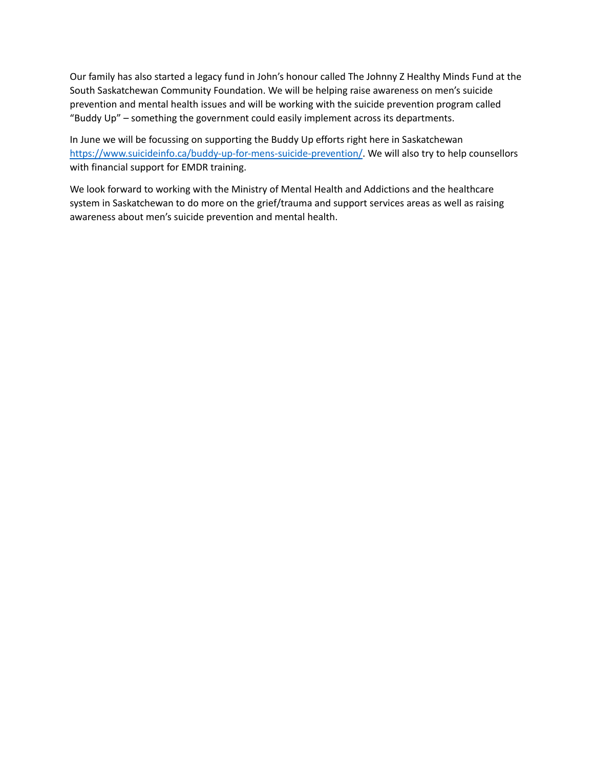Our family has also started a legacy fund in John's honour called The Johnny Z Healthy Minds Fund at the South Saskatchewan Community Foundation. We will be helping raise awareness on men's suicide prevention and mental health issues and will be working with the suicide prevention program called "Buddy Up" – something the government could easily implement across its departments.

In June we will be focussing on supporting the Buddy Up efforts right here in Saskatchewan https://www.suicideinfo.ca/buddy-up-for-mens-suicide-prevention/. We will also try to help counsellors with financial support for EMDR training.

We look forward to working with the Ministry of Mental Health and Addictions and the healthcare system in Saskatchewan to do more on the grief/trauma and support services areas as well as raising awareness about men's suicide prevention and mental health.